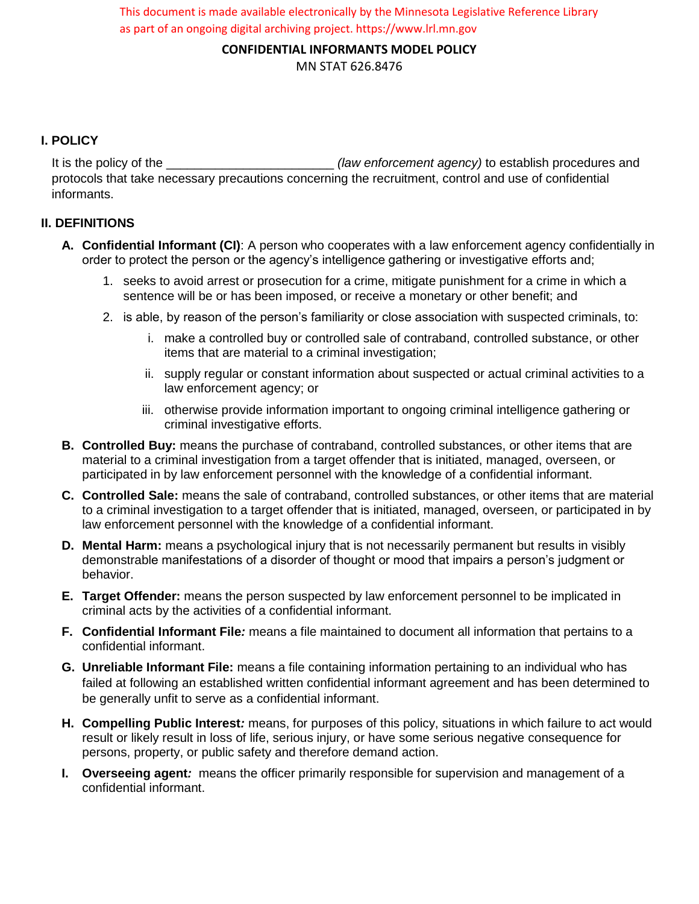This document is made available electronically by the Minnesota Legislative Reference Library as part of an ongoing digital archiving project. https://www.lrl.mn.gov

# CONFIDENTIAL INFORMANTS MODEL POLICY

MN STAT 626.8476

## I. POLICY

It is the policy of the ________________________ *(law enforcement agency)* to establish procedures and protocols that take necessary precautions concerning the recruitment, control and use of confidential informants.

## II. DEFINITIONS

A. **Confidential Informant (CI)**: A person who cooperates with a law enforcement agency confidentially in order to protect the person or the agency's intelligence gathering or investigative efforts and;

   1. seeks to avoid arrest or prosecution for a crime, mitigate punishment for a crime in which a sentence will be or has been imposed, or receive a monetary or other benefit; and
   2. is able, by reason of the person's familiarity or close association with suspected criminals, to:
      i. make a controlled buy or controlled sale of contraband, controlled substance, or other items that are material to a criminal investigation;
      ii. supply regular or constant information about suspected or actual criminal activities to a law enforcement agency; or
      iii. otherwise provide information important to ongoing criminal intelligence gathering or criminal investigative efforts.

B. **Controlled Buy:** means the purchase of contraband, controlled substances, or other items that are material to a criminal investigation from a target offender that is initiated, managed, overseen, or participated in by law enforcement personnel with the knowledge of a confidential informant.

C. **Controlled Sale:** means the sale of contraband, controlled substances, or other items that are material to a criminal investigation to a target offender that is initiated, managed, overseen, or participated in by law enforcement personnel with the knowledge of a confidential informant.

D. **Mental Harm:** means a psychological injury that is not necessarily permanent but results in visibly demonstrable manifestations of a disorder of thought or mood that impairs a person's judgment or behavior.

E. **Target Offender:** means the person suspected by law enforcement personnel to be implicated in criminal acts by the activities of a confidential informant.

F. **Confidential Informant File***:* means a file maintained to document all information that pertains to a confidential informant.

G. **Unreliable Informant File:** means a file containing information pertaining to an individual who has failed at following an established written confidential informant agreement and has been determined to be generally unfit to serve as a confidential informant.

H. **Compelling Public Interest***:* means, for purposes of this policy, situations in which failure to act would result or likely result in loss of life, serious injury, or have some serious negative consequence for persons, property, or public safety and therefore demand action.

I. **Overseeing agent***:* means the officer primarily responsible for supervision and management of a confidential informant.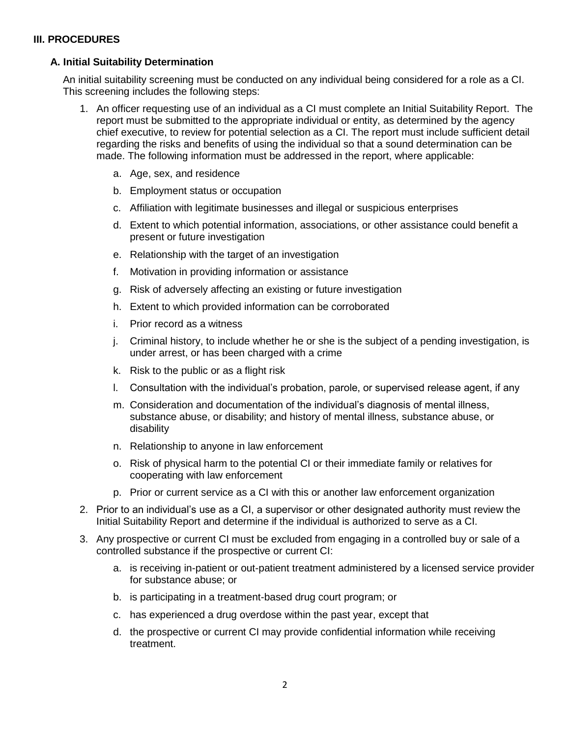## III. PROCEDURES

### A. Initial Suitability Determination

An initial suitability screening must be conducted on any individual being considered for a role as a CI. This screening includes the following steps:

1. An officer requesting use of an individual as a CI must complete an Initial Suitability Report. The report must be submitted to the appropriate individual or entity, as determined by the agency chief executive, to review for potential selection as a CI. The report must include sufficient detail regarding the risks and benefits of using the individual so that a sound determination can be made. The following information must be addressed in the report, where applicable:
   a. Age, sex, and residence
   b. Employment status or occupation
   c. Affiliation with legitimate businesses and illegal or suspicious enterprises
   d. Extent to which potential information, associations, or other assistance could benefit a present or future investigation
   e. Relationship with the target of an investigation
   f. Motivation in providing information or assistance
   g. Risk of adversely affecting an existing or future investigation
   h. Extent to which provided information can be corroborated
   i. Prior record as a witness
   j. Criminal history, to include whether he or she is the subject of a pending investigation, is under arrest, or has been charged with a crime
   k. Risk to the public or as a flight risk
   l. Consultation with the individual's probation, parole, or supervised release agent, if any
   m. Consideration and documentation of the individual's diagnosis of mental illness, substance abuse, or disability; and history of mental illness, substance abuse, or disability
   n. Relationship to anyone in law enforcement
   o. Risk of physical harm to the potential CI or their immediate family or relatives for cooperating with law enforcement
   p. Prior or current service as a CI with this or another law enforcement organization
2. Prior to an individual's use as a CI, a supervisor or other designated authority must review the Initial Suitability Report and determine if the individual is authorized to serve as a CI.
3. Any prospective or current CI must be excluded from engaging in a controlled buy or sale of a controlled substance if the prospective or current CI:
   a. is receiving in-patient or out-patient treatment administered by a licensed service provider for substance abuse; or
   b. is participating in a treatment-based drug court program; or
   c. has experienced a drug overdose within the past year, except that
   d. the prospective or current CI may provide confidential information while receiving treatment.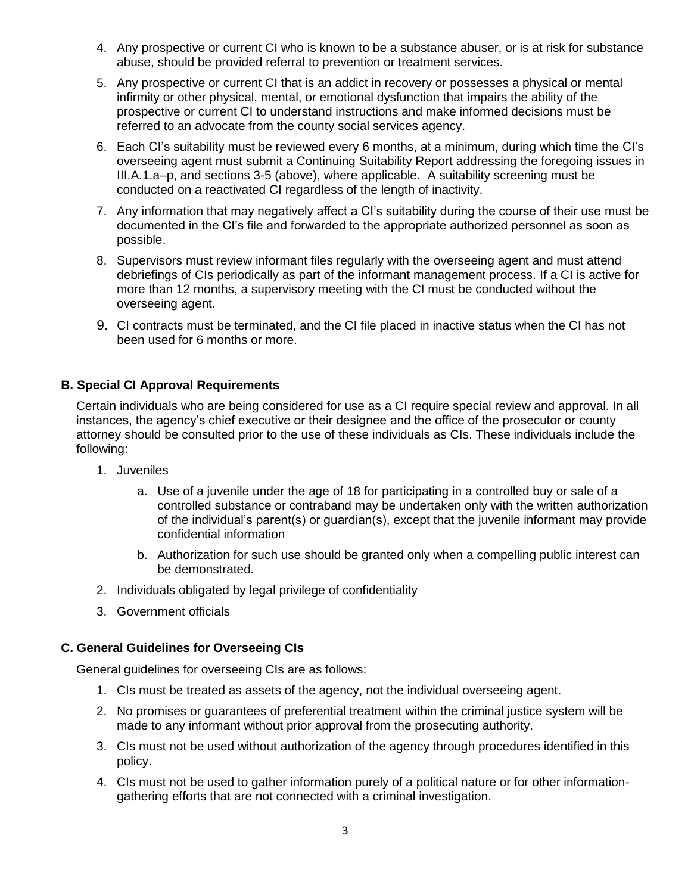4. Any prospective or current CI who is known to be a substance abuser, or is at risk for substance abuse, should be provided referral to prevention or treatment services.
5. Any prospective or current CI that is an addict in recovery or possesses a physical or mental infirmity or other physical, mental, or emotional dysfunction that impairs the ability of the prospective or current CI to understand instructions and make informed decisions must be referred to an advocate from the county social services agency.
6. Each CI's suitability must be reviewed every 6 months, at a minimum, during which time the CI's overseeing agent must submit a Continuing Suitability Report addressing the foregoing issues in III.A.1.a–p, and sections 3-5 (above), where applicable. A suitability screening must be conducted on a reactivated CI regardless of the length of inactivity.
7. Any information that may negatively affect a CI's suitability during the course of their use must be documented in the CI's file and forwarded to the appropriate authorized personnel as soon as possible.
8. Supervisors must review informant files regularly with the overseeing agent and must attend debriefings of CIs periodically as part of the informant management process. If a CI is active for more than 12 months, a supervisory meeting with the CI must be conducted without the overseeing agent.
9. CI contracts must be terminated, and the CI file placed in inactive status when the CI has not been used for 6 months or more.

### B. Special CI Approval Requirements

Certain individuals who are being considered for use as a CI require special review and approval. In all instances, the agency's chief executive or their designee and the office of the prosecutor or county attorney should be consulted prior to the use of these individuals as CIs. These individuals include the following:

1. Juveniles
    a. Use of a juvenile under the age of 18 for participating in a controlled buy or sale of a controlled substance or contraband may be undertaken only with the written authorization of the individual's parent(s) or guardian(s), except that the juvenile informant may provide confidential information
    b. Authorization for such use should be granted only when a compelling public interest can be demonstrated.
2. Individuals obligated by legal privilege of confidentiality
3. Government officials

### C. General Guidelines for Overseeing CIs

General guidelines for overseeing CIs are as follows:

1. CIs must be treated as assets of the agency, not the individual overseeing agent.
2. No promises or guarantees of preferential treatment within the criminal justice system will be made to any informant without prior approval from the prosecuting authority.
3. CIs must not be used without authorization of the agency through procedures identified in this policy.
4. CIs must not be used to gather information purely of a political nature or for other information-gathering efforts that are not connected with a criminal investigation.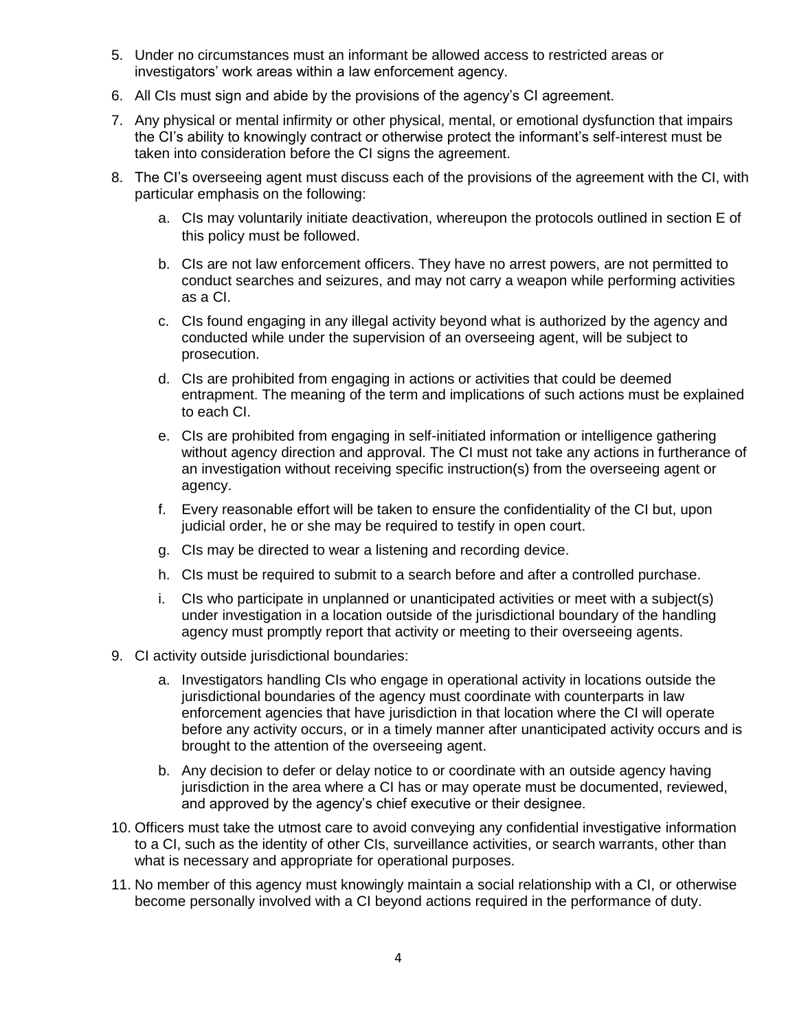5. Under no circumstances must an informant be allowed access to restricted areas or investigators' work areas within a law enforcement agency.
6. All CIs must sign and abide by the provisions of the agency's CI agreement.
7. Any physical or mental infirmity or other physical, mental, or emotional dysfunction that impairs the CI's ability to knowingly contract or otherwise protect the informant's self-interest must be taken into consideration before the CI signs the agreement.
8. The CI's overseeing agent must discuss each of the provisions of the agreement with the CI, with particular emphasis on the following:
    a. CIs may voluntarily initiate deactivation, whereupon the protocols outlined in section E of this policy must be followed.
    b. CIs are not law enforcement officers. They have no arrest powers, are not permitted to conduct searches and seizures, and may not carry a weapon while performing activities as a CI.
    c. CIs found engaging in any illegal activity beyond what is authorized by the agency and conducted while under the supervision of an overseeing agent, will be subject to prosecution.
    d. CIs are prohibited from engaging in actions or activities that could be deemed entrapment. The meaning of the term and implications of such actions must be explained to each CI.
    e. CIs are prohibited from engaging in self-initiated information or intelligence gathering without agency direction and approval. The CI must not take any actions in furtherance of an investigation without receiving specific instruction(s) from the overseeing agent or agency.
    f. Every reasonable effort will be taken to ensure the confidentiality of the CI but, upon judicial order, he or she may be required to testify in open court.
    g. CIs may be directed to wear a listening and recording device.
    h. CIs must be required to submit to a search before and after a controlled purchase.
    i. CIs who participate in unplanned or unanticipated activities or meet with a subject(s) under investigation in a location outside of the jurisdictional boundary of the handling agency must promptly report that activity or meeting to their overseeing agents.
9. CI activity outside jurisdictional boundaries:
    a. Investigators handling CIs who engage in operational activity in locations outside the jurisdictional boundaries of the agency must coordinate with counterparts in law enforcement agencies that have jurisdiction in that location where the CI will operate before any activity occurs, or in a timely manner after unanticipated activity occurs and is brought to the attention of the overseeing agent.
    b. Any decision to defer or delay notice to or coordinate with an outside agency having jurisdiction in the area where a CI has or may operate must be documented, reviewed, and approved by the agency's chief executive or their designee.
10. Officers must take the utmost care to avoid conveying any confidential investigative information to a CI, such as the identity of other CIs, surveillance activities, or search warrants, other than what is necessary and appropriate for operational purposes.
11. No member of this agency must knowingly maintain a social relationship with a CI, or otherwise become personally involved with a CI beyond actions required in the performance of duty.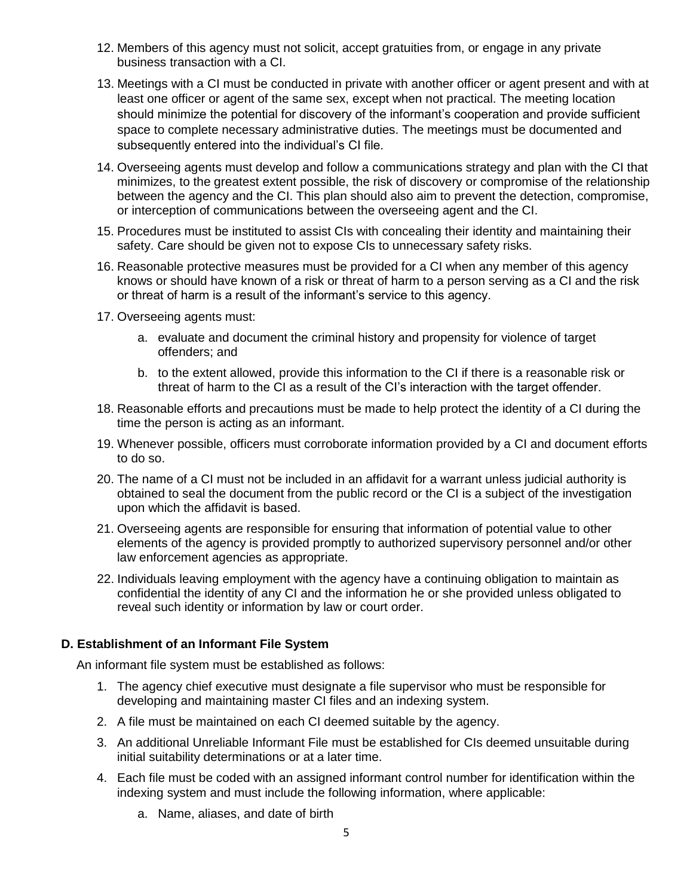12. Members of this agency must not solicit, accept gratuities from, or engage in any private business transaction with a CI.
13. Meetings with a CI must be conducted in private with another officer or agent present and with at least one officer or agent of the same sex, except when not practical. The meeting location should minimize the potential for discovery of the informant's cooperation and provide sufficient space to complete necessary administrative duties. The meetings must be documented and subsequently entered into the individual's CI file.
14. Overseeing agents must develop and follow a communications strategy and plan with the CI that minimizes, to the greatest extent possible, the risk of discovery or compromise of the relationship between the agency and the CI. This plan should also aim to prevent the detection, compromise, or interception of communications between the overseeing agent and the CI.
15. Procedures must be instituted to assist CIs with concealing their identity and maintaining their safety. Care should be given not to expose CIs to unnecessary safety risks.
16. Reasonable protective measures must be provided for a CI when any member of this agency knows or should have known of a risk or threat of harm to a person serving as a CI and the risk or threat of harm is a result of the informant's service to this agency.
17. Overseeing agents must:
    a. evaluate and document the criminal history and propensity for violence of target offenders; and
    b. to the extent allowed, provide this information to the CI if there is a reasonable risk or threat of harm to the CI as a result of the CI's interaction with the target offender.
18. Reasonable efforts and precautions must be made to help protect the identity of a CI during the time the person is acting as an informant.
19. Whenever possible, officers must corroborate information provided by a CI and document efforts to do so.
20. The name of a CI must not be included in an affidavit for a warrant unless judicial authority is obtained to seal the document from the public record or the CI is a subject of the investigation upon which the affidavit is based.
21. Overseeing agents are responsible for ensuring that information of potential value to other elements of the agency is provided promptly to authorized supervisory personnel and/or other law enforcement agencies as appropriate.
22. Individuals leaving employment with the agency have a continuing obligation to maintain as confidential the identity of any CI and the information he or she provided unless obligated to reveal such identity or information by law or court order.

### D. Establishment of an Informant File System

An informant file system must be established as follows:

1. The agency chief executive must designate a file supervisor who must be responsible for developing and maintaining master CI files and an indexing system.
2. A file must be maintained on each CI deemed suitable by the agency.
3. An additional Unreliable Informant File must be established for CIs deemed unsuitable during initial suitability determinations or at a later time.
4. Each file must be coded with an assigned informant control number for identification within the indexing system and must include the following information, where applicable:
    a. Name, aliases, and date of birth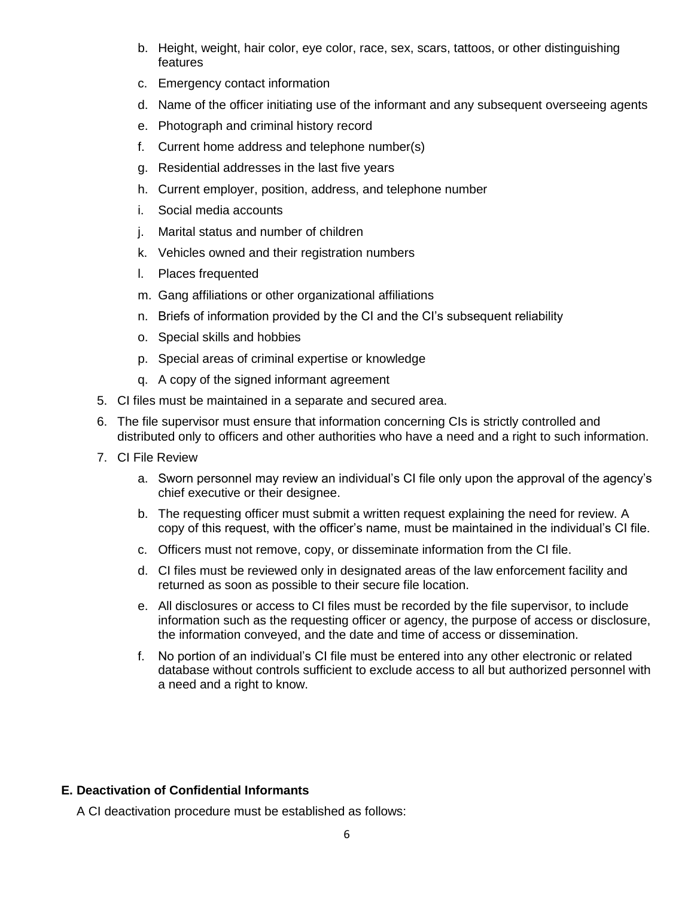b. Height, weight, hair color, eye color, race, sex, scars, tattoos, or other distinguishing features
   c. Emergency contact information
   d. Name of the officer initiating use of the informant and any subsequent overseeing agents
   e. Photograph and criminal history record
   f. Current home address and telephone number(s)
   g. Residential addresses in the last five years
   h. Current employer, position, address, and telephone number
   i. Social media accounts
   j. Marital status and number of children
   k. Vehicles owned and their registration numbers
   l. Places frequented
   m. Gang affiliations or other organizational affiliations
   n. Briefs of information provided by the CI and the CI's subsequent reliability
   o. Special skills and hobbies
   p. Special areas of criminal expertise or knowledge
   q. A copy of the signed informant agreement

5. CI files must be maintained in a separate and secured area.
6. The file supervisor must ensure that information concerning CIs is strictly controlled and distributed only to officers and other authorities who have a need and a right to such information.
7. CI File Review
   a. Sworn personnel may review an individual's CI file only upon the approval of the agency's chief executive or their designee.
   b. The requesting officer must submit a written request explaining the need for review. A copy of this request, with the officer's name, must be maintained in the individual's CI file.
   c. Officers must not remove, copy, or disseminate information from the CI file.
   d. CI files must be reviewed only in designated areas of the law enforcement facility and returned as soon as possible to their secure file location.
   e. All disclosures or access to CI files must be recorded by the file supervisor, to include information such as the requesting officer or agency, the purpose of access or disclosure, the information conveyed, and the date and time of access or dissemination.
   f. No portion of an individual's CI file must be entered into any other electronic or related database without controls sufficient to exclude access to all but authorized personnel with a need and a right to know.

**E. Deactivation of Confidential Informants**

A CI deactivation procedure must be established as follows: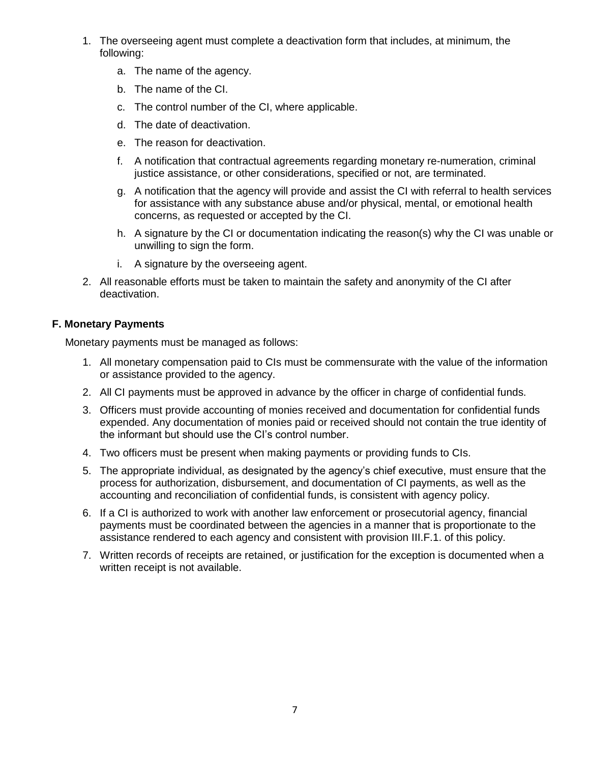1. The overseeing agent must complete a deactivation form that includes, at minimum, the following:
    a. The name of the agency.
    b. The name of the CI.
    c. The control number of the CI, where applicable.
    d. The date of deactivation.
    e. The reason for deactivation.
    f. A notification that contractual agreements regarding monetary re-numeration, criminal justice assistance, or other considerations, specified or not, are terminated.
    g. A notification that the agency will provide and assist the CI with referral to health services for assistance with any substance abuse and/or physical, mental, or emotional health concerns, as requested or accepted by the CI.
    h. A signature by the CI or documentation indicating the reason(s) why the CI was unable or unwilling to sign the form.
    i. A signature by the overseeing agent.
2. All reasonable efforts must be taken to maintain the safety and anonymity of the CI after deactivation.

**F. Monetary Payments**

Monetary payments must be managed as follows:

1. All monetary compensation paid to CIs must be commensurate with the value of the information or assistance provided to the agency.
2. All CI payments must be approved in advance by the officer in charge of confidential funds.
3. Officers must provide accounting of monies received and documentation for confidential funds expended. Any documentation of monies paid or received should not contain the true identity of the informant but should use the CI's control number.
4. Two officers must be present when making payments or providing funds to CIs.
5. The appropriate individual, as designated by the agency's chief executive, must ensure that the process for authorization, disbursement, and documentation of CI payments, as well as the accounting and reconciliation of confidential funds, is consistent with agency policy.
6. If a CI is authorized to work with another law enforcement or prosecutorial agency, financial payments must be coordinated between the agencies in a manner that is proportionate to the assistance rendered to each agency and consistent with provision III.F.1. of this policy.
7. Written records of receipts are retained, or justification for the exception is documented when a written receipt is not available.